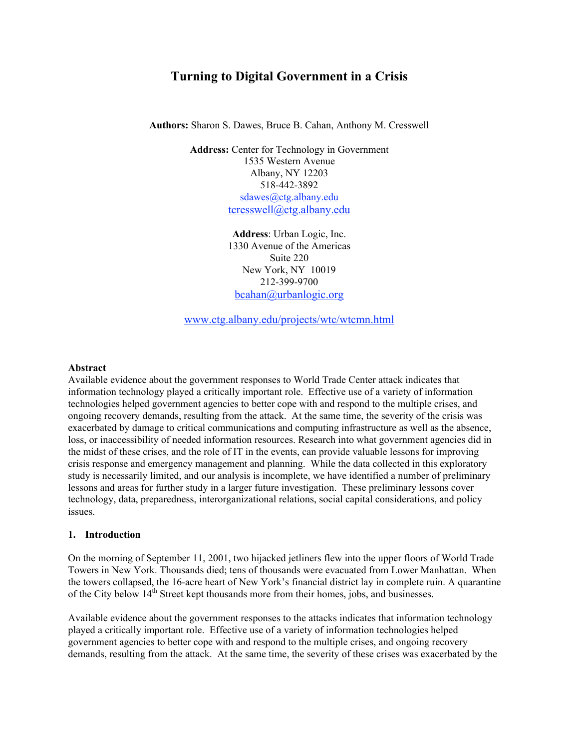# Turning to Digital Government in a Crisis

**Authors:** Sharon S. Dawes, Bruce B. Cahan, Anthony M. Cresswell

**Address:** Center for Technology in Government
1535 Western Avenue
Albany, NY 12203
518-442-3892
sdawes@ctg.albany.edu
tcresswell@ctg.albany.edu

**Address**: Urban Logic, Inc.
1330 Avenue of the Americas
Suite 220
New York, NY 10019
212-399-9700
bcahan@urbanlogic.org

www.ctg.albany.edu/projects/wtc/wtcmn.html

## Abstract

Available evidence about the government responses to World Trade Center attack indicates that information technology played a critically important role. Effective use of a variety of information technologies helped government agencies to better cope with and respond to the multiple crises, and ongoing recovery demands, resulting from the attack. At the same time, the severity of the crisis was exacerbated by damage to critical communications and computing infrastructure as well as the absence, loss, or inaccessibility of needed information resources. Research into what government agencies did in the midst of these crises, and the role of IT in the events, can provide valuable lessons for improving crisis response and emergency management and planning. While the data collected in this exploratory study is necessarily limited, and our analysis is incomplete, we have identified a number of preliminary lessons and areas for further study in a larger future investigation. These preliminary lessons cover technology, data, preparedness, interorganizational relations, social capital considerations, and policy issues.

## 1. Introduction

On the morning of September 11, 2001, two hijacked jetliners flew into the upper floors of World Trade Towers in New York. Thousands died; tens of thousands were evacuated from Lower Manhattan. When the towers collapsed, the 16-acre heart of New York's financial district lay in complete ruin. A quarantine of the City below 14th Street kept thousands more from their homes, jobs, and businesses.

Available evidence about the government responses to the attacks indicates that information technology played a critically important role. Effective use of a variety of information technologies helped government agencies to better cope with and respond to the multiple crises, and ongoing recovery demands, resulting from the attack. At the same time, the severity of these crises was exacerbated by the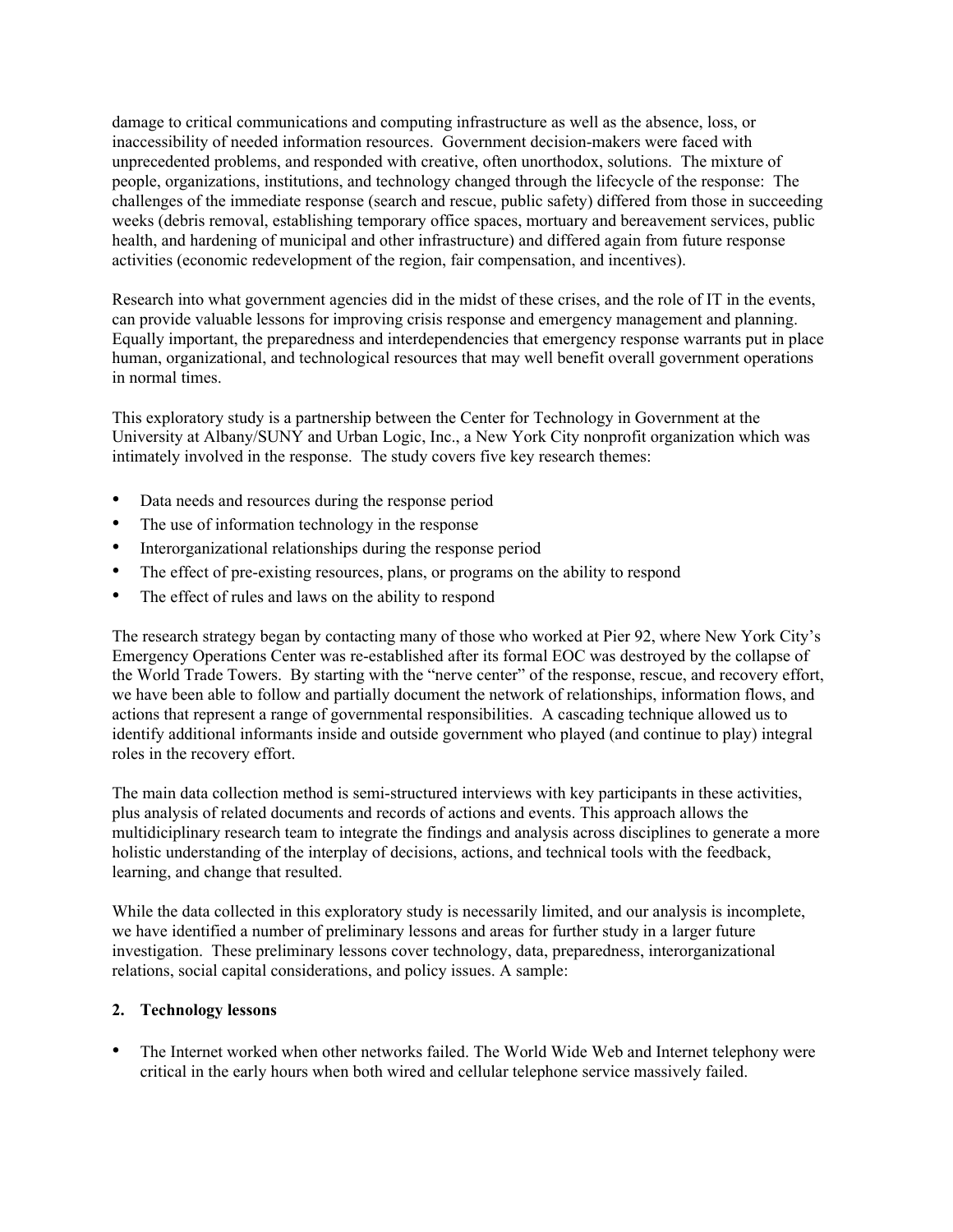damage to critical communications and computing infrastructure as well as the absence, loss, or inaccessibility of needed information resources. Government decision-makers were faced with unprecedented problems, and responded with creative, often unorthodox, solutions. The mixture of people, organizations, institutions, and technology changed through the lifecycle of the response: The challenges of the immediate response (search and rescue, public safety) differed from those in succeeding weeks (debris removal, establishing temporary office spaces, mortuary and bereavement services, public health, and hardening of municipal and other infrastructure) and differed again from future response activities (economic redevelopment of the region, fair compensation, and incentives).

Research into what government agencies did in the midst of these crises, and the role of IT in the events, can provide valuable lessons for improving crisis response and emergency management and planning. Equally important, the preparedness and interdependencies that emergency response warrants put in place human, organizational, and technological resources that may well benefit overall government operations in normal times.

This exploratory study is a partnership between the Center for Technology in Government at the University at Albany/SUNY and Urban Logic, Inc., a New York City nonprofit organization which was intimately involved in the response. The study covers five key research themes:

- Data needs and resources during the response period
- The use of information technology in the response
- Interorganizational relationships during the response period
- The effect of pre-existing resources, plans, or programs on the ability to respond
- The effect of rules and laws on the ability to respond

The research strategy began by contacting many of those who worked at Pier 92, where New York City's Emergency Operations Center was re-established after its formal EOC was destroyed by the collapse of the World Trade Towers. By starting with the "nerve center" of the response, rescue, and recovery effort, we have been able to follow and partially document the network of relationships, information flows, and actions that represent a range of governmental responsibilities. A cascading technique allowed us to identify additional informants inside and outside government who played (and continue to play) integral roles in the recovery effort.

The main data collection method is semi-structured interviews with key participants in these activities, plus analysis of related documents and records of actions and events. This approach allows the multidiciplinary research team to integrate the findings and analysis across disciplines to generate a more holistic understanding of the interplay of decisions, actions, and technical tools with the feedback, learning, and change that resulted.

While the data collected in this exploratory study is necessarily limited, and our analysis is incomplete, we have identified a number of preliminary lessons and areas for further study in a larger future investigation. These preliminary lessons cover technology, data, preparedness, interorganizational relations, social capital considerations, and policy issues. A sample:

## 2. Technology lessons

- The Internet worked when other networks failed. The World Wide Web and Internet telephony were critical in the early hours when both wired and cellular telephone service massively failed.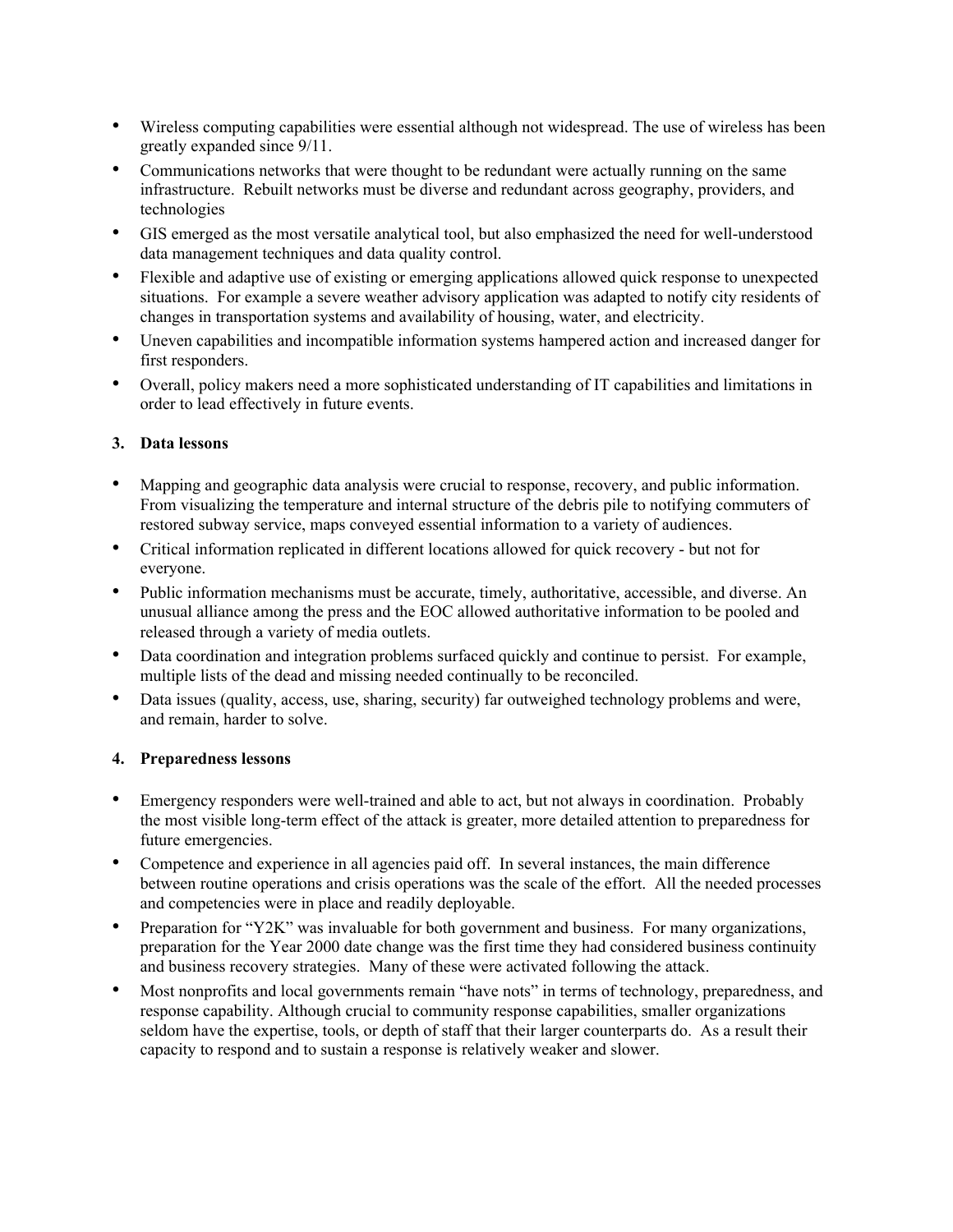- Wireless computing capabilities were essential although not widespread. The use of wireless has been greatly expanded since 9/11.
- Communications networks that were thought to be redundant were actually running on the same infrastructure. Rebuilt networks must be diverse and redundant across geography, providers, and technologies
- GIS emerged as the most versatile analytical tool, but also emphasized the need for well-understood data management techniques and data quality control.
- Flexible and adaptive use of existing or emerging applications allowed quick response to unexpected situations. For example a severe weather advisory application was adapted to notify city residents of changes in transportation systems and availability of housing, water, and electricity.
- Uneven capabilities and incompatible information systems hampered action and increased danger for first responders.
- Overall, policy makers need a more sophisticated understanding of IT capabilities and limitations in order to lead effectively in future events.

### 3. Data lessons

- Mapping and geographic data analysis were crucial to response, recovery, and public information. From visualizing the temperature and internal structure of the debris pile to notifying commuters of restored subway service, maps conveyed essential information to a variety of audiences.
- Critical information replicated in different locations allowed for quick recovery - but not for everyone.
- Public information mechanisms must be accurate, timely, authoritative, accessible, and diverse. An unusual alliance among the press and the EOC allowed authoritative information to be pooled and released through a variety of media outlets.
- Data coordination and integration problems surfaced quickly and continue to persist. For example, multiple lists of the dead and missing needed continually to be reconciled.
- Data issues (quality, access, use, sharing, security) far outweighed technology problems and were, and remain, harder to solve.

### 4. Preparedness lessons

- Emergency responders were well-trained and able to act, but not always in coordination. Probably the most visible long-term effect of the attack is greater, more detailed attention to preparedness for future emergencies.
- Competence and experience in all agencies paid off. In several instances, the main difference between routine operations and crisis operations was the scale of the effort. All the needed processes and competencies were in place and readily deployable.
- Preparation for "Y2K" was invaluable for both government and business. For many organizations, preparation for the Year 2000 date change was the first time they had considered business continuity and business recovery strategies. Many of these were activated following the attack.
- Most nonprofits and local governments remain "have nots" in terms of technology, preparedness, and response capability. Although crucial to community response capabilities, smaller organizations seldom have the expertise, tools, or depth of staff that their larger counterparts do. As a result their capacity to respond and to sustain a response is relatively weaker and slower.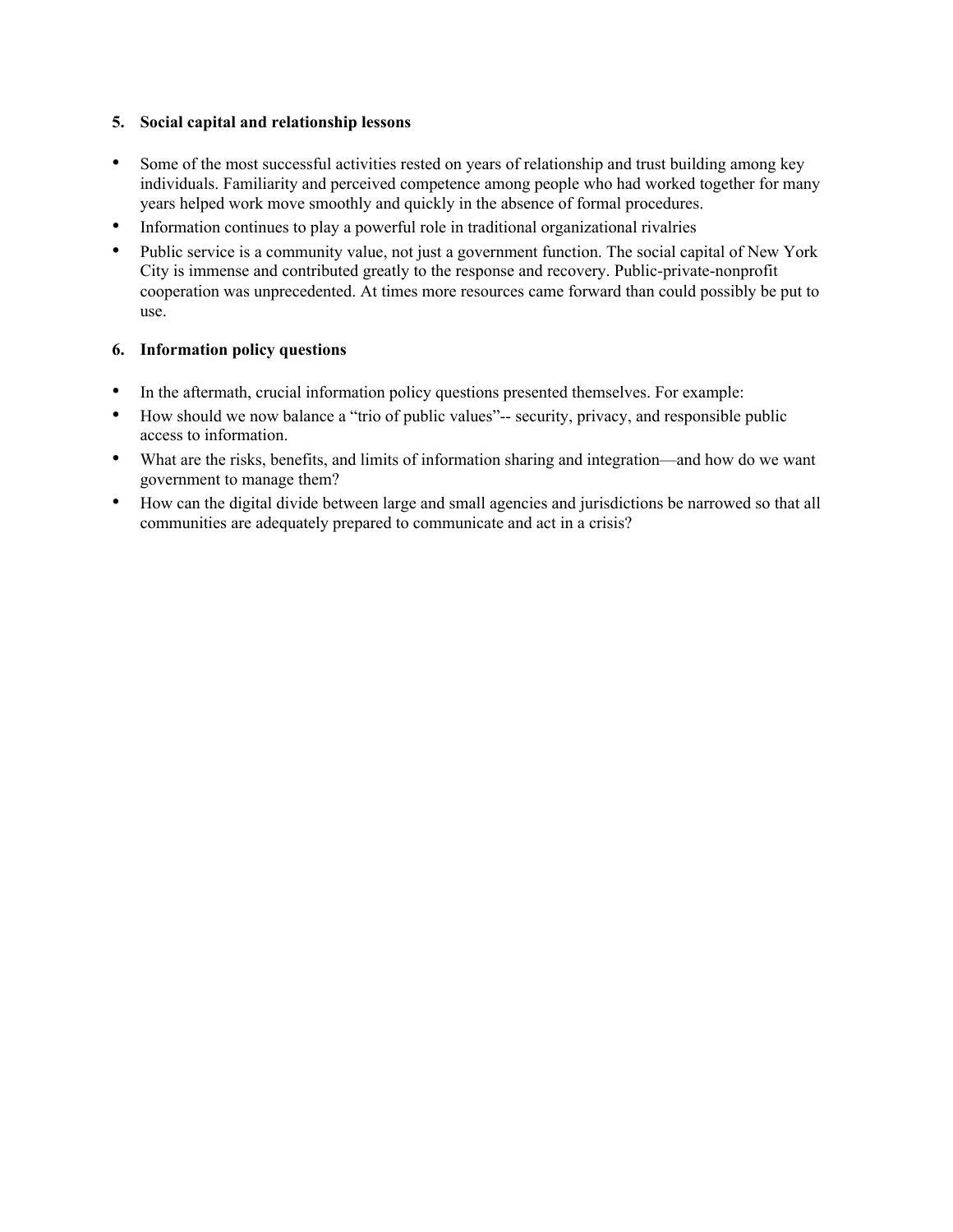**5. Social capital and relationship lessons**

- Some of the most successful activities rested on years of relationship and trust building among key individuals. Familiarity and perceived competence among people who had worked together for many years helped work move smoothly and quickly in the absence of formal procedures.
- Information continues to play a powerful role in traditional organizational rivalries
- Public service is a community value, not just a government function. The social capital of New York City is immense and contributed greatly to the response and recovery. Public-private-nonprofit cooperation was unprecedented. At times more resources came forward than could possibly be put to use.

**6. Information policy questions**

- In the aftermath, crucial information policy questions presented themselves. For example:
- How should we now balance a "trio of public values"-- security, privacy, and responsible public access to information.
- What are the risks, benefits, and limits of information sharing and integration—and how do we want government to manage them?
- How can the digital divide between large and small agencies and jurisdictions be narrowed so that all communities are adequately prepared to communicate and act in a crisis?